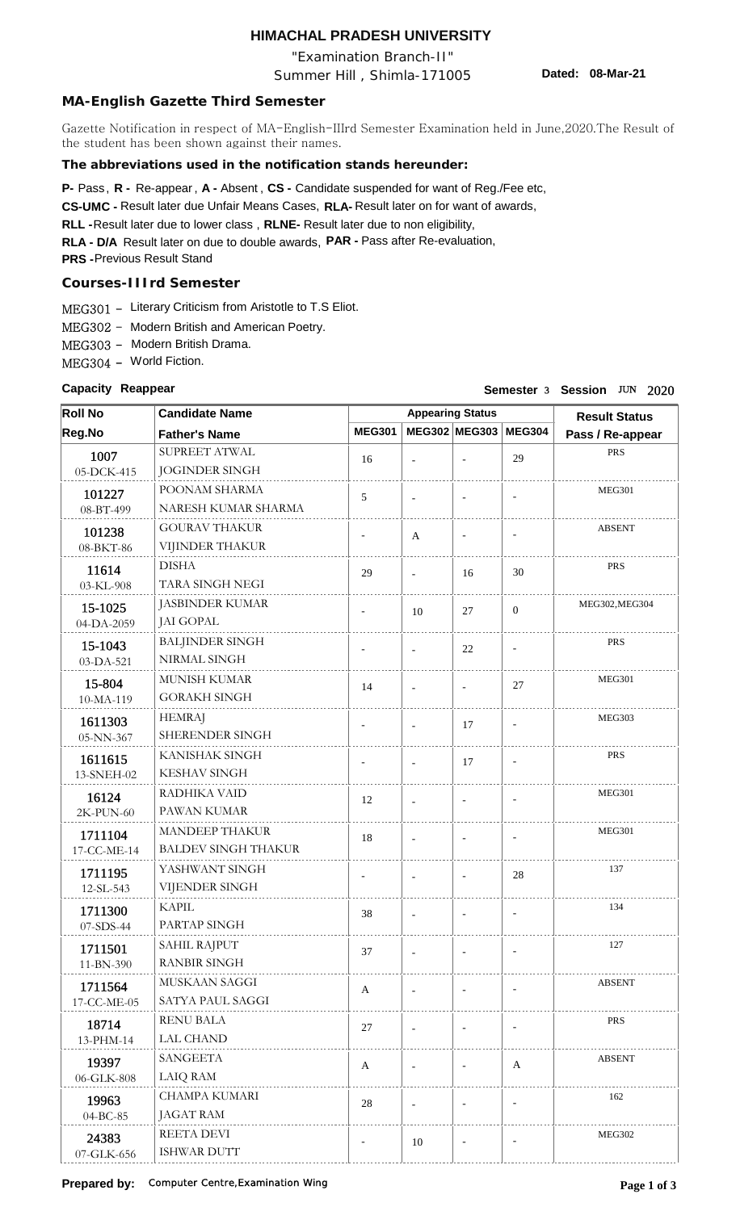# HIMACHAL PRADESH UNIVERSITY

"Examination Branch-II"

Summer Hill , Shimla-171005

**Dated: 08-Mar-21**

## MA-English Gazette Third Semester

Gazette Notification in respect of MA-English-IIIrd Semester Examination held in June,2020.The Result of the student has been shown against their names.

**The abbreviations used in the notification stands hereunder:**

**P-** Pass, **R -** Re-appear, **A -** Absent, **CS -** Candidate suspended for want of Reg./Fee etc,
**CS-UMC -** Result later due Unfair Means Cases, **RLA-** Result later on for want of awards,
**RLL -**Result later due to lower class , **RLNE-** Result later due to non eligibility,
**RLA - D/A** Result later on due to double awards, **PAR -** Pass after Re-evaluation,
**PRS -**Previous Result Stand

## Courses-IIIrd Semester

MEG301 – Literary Criticism from Aristotle to T.S Eliot.
MEG302 – Modern British and American Poetry.
MEG303 – Modern British Drama.
MEG304 – World Fiction.

**Capacity Reappear** **Semester** 3 **Session** JUN 2020

| Roll No / Reg.No | Candidate Name / Father's Name | MEG301 | MEG302 | MEG303 | MEG304 | Result Status Pass / Re-appear |
|---|---|---|---|---|---|---|
| 1007 / 05-DCK-415 | SUPREET ATWAL / JOGINDER SINGH | 16 | - | - | 29 | PRS |
| 101227 / 08-BT-499 | POONAM SHARMA / NARESH KUMAR SHARMA | 5 | - | - | - | MEG301 |
| 101238 / 08-BKT-86 | GOURAV THAKUR / VIJINDER THAKUR | - | A | - | - | ABSENT |
| 11614 / 03-KL-908 | DISHA / TARA SINGH NEGI | 29 | - | 16 | 30 | PRS |
| 15-1025 / 04-DA-2059 | JASBINDER KUMAR / JAI GOPAL | - | 10 | 27 | 0 | MEG302,MEG304 |
| 15-1043 / 03-DA-521 | BALJINDER SINGH / NIRMAL SINGH | - | - | 22 | - | PRS |
| 15-804 / 10-MA-119 | MUNISH KUMAR / GORAKH SINGH | 14 | - | - | 27 | MEG301 |
| 1611303 / 05-NN-367 | HEMRAJ / SHERENDER SINGH | - | - | 17 | - | MEG303 |
| 1611615 / 13-SNEH-02 | KANISHAK SINGH / KESHAV SINGH | - | - | 17 | - | PRS |
| 16124 / 2K-PUN-60 | RADHIKA VAID / PAWAN KUMAR | 12 | - | - | - | MEG301 |
| 1711104 / 17-CC-ME-14 | MANDEEP THAKUR / BALDEV SINGH THAKUR | 18 | - | - | - | MEG301 |
| 1711195 / 12-SL-543 | YASHWANT SINGH / VIJENDER SINGH | - | - | - | 28 | 137 |
| 1711300 / 07-SDS-44 | KAPIL / PARTAP SINGH | 38 | - | - | - | 134 |
| 1711501 / 11-BN-390 | SAHIL RAJPUT / RANBIR SINGH | 37 | - | - | - | 127 |
| 1711564 / 17-CC-ME-05 | MUSKAAN SAGGI / SATYA PAUL SAGGI | A | - | - | - | ABSENT |
| 18714 / 13-PHM-14 | RENU BALA / LAL CHAND | 27 | - | - | - | PRS |
| 19397 / 06-GLK-808 | SANGEETA / LAIQ RAM | A | - | - | A | ABSENT |
| 19963 / 04-BC-85 | CHAMPA KUMARI / JAGAT RAM | 28 | - | - | - | 162 |
| 24383 / 07-GLK-656 | REETA DEVI / ISHWAR DUTT | - | 10 | - | - | MEG302 |

**Prepared by:** Computer Centre,Examination Wing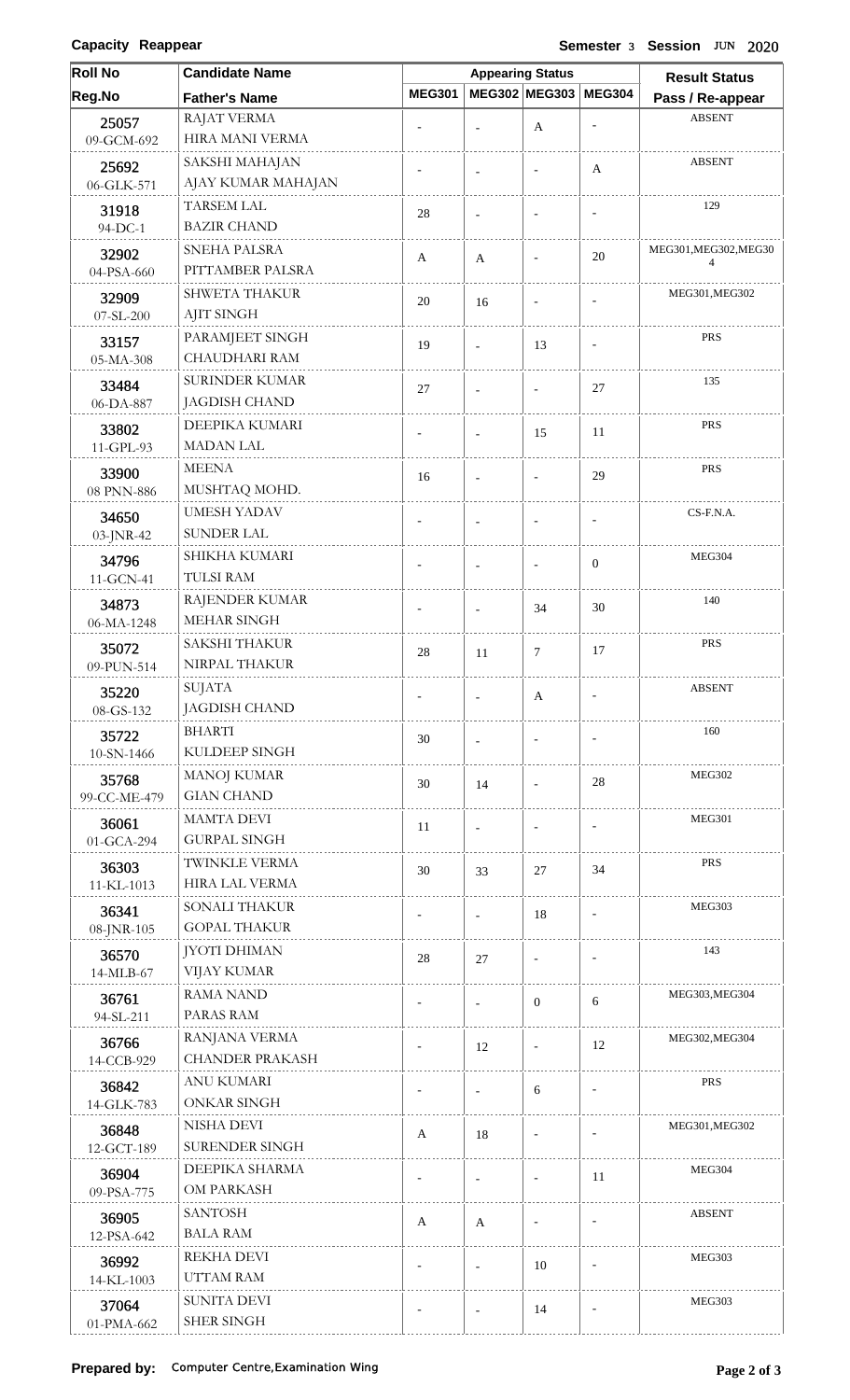**Capacity Reappear** **Semester** 3 **Session** JUN 2020

| Roll No / Reg.No | Candidate Name / Father's Name | Appearing Status | | | | Result Status |
|---|---|---|---|---|---|---|
| | | MEG301 | MEG302 | MEG303 | MEG304 | Pass / Re-appear |
| 25057 09-GCM-692 | RAJAT VERMA HIRA MANI VERMA | - | - | A | - | ABSENT |
| 25692 06-GLK-571 | SAKSHI MAHAJAN AJAY KUMAR MAHAJAN | - | - | - | A | ABSENT |
| 31918 94-DC-1 | TARSEM LAL BAZIR CHAND | 28 | - | - | - | 129 |
| 32902 04-PSA-660 | SNEHA PALSRA PITTAMBER PALSRA | A | A | - | 20 | MEG301,MEG302,MEG304 |
| 32909 07-SL-200 | SHWETA THAKUR AJIT SINGH | 20 | 16 | - | - | MEG301,MEG302 |
| 33157 05-MA-308 | PARAMJEET SINGH CHAUDHARI RAM | 19 | - | 13 | - | PRS |
| 33484 06-DA-887 | SURINDER KUMAR JAGDISH CHAND | 27 | - | - | 27 | 135 |
| 33802 11-GPL-93 | DEEPIKA KUMARI MADAN LAL | - | - | 15 | 11 | PRS |
| 33900 08 PNN-886 | MEENA MUSHTAQ MOHD. | 16 | - | - | 29 | PRS |
| 34650 03-JNR-42 | UMESH YADAV SUNDER LAL | - | - | - | - | CS-F.N.A. |
| 34796 11-GCN-41 | SHIKHA KUMARI TULSI RAM | - | - | - | 0 | MEG304 |
| 34873 06-MA-1248 | RAJENDER KUMAR MEHAR SINGH | - | - | 34 | 30 | 140 |
| 35072 09-PUN-514 | SAKSHI THAKUR NIRPAL THAKUR | 28 | 11 | 7 | 17 | PRS |
| 35220 08-GS-132 | SUJATA JAGDISH CHAND | - | - | A | - | ABSENT |
| 35722 10-SN-1466 | BHARTI KULDEEP SINGH | 30 | - | - | - | 160 |
| 35768 99-CC-ME-479 | MANOJ KUMAR GIAN CHAND | 30 | 14 | - | 28 | MEG302 |
| 36061 01-GCA-294 | MAMTA DEVI GURPAL SINGH | 11 | - | - | - | MEG301 |
| 36303 11-KL-1013 | TWINKLE VERMA HIRA LAL VERMA | 30 | 33 | 27 | 34 | PRS |
| 36341 08-JNR-105 | SONALI THAKUR GOPAL THAKUR | - | - | 18 | - | MEG303 |
| 36570 14-MLB-67 | JYOTI DHIMAN VIJAY KUMAR | 28 | 27 | - | - | 143 |
| 36761 94-SL-211 | RAMA NAND PARAS RAM | - | - | 0 | 6 | MEG303,MEG304 |
| 36766 14-CCB-929 | RANJANA VERMA CHANDER PRAKASH | - | 12 | - | 12 | MEG302,MEG304 |
| 36842 14-GLK-783 | ANU KUMARI ONKAR SINGH | - | - | 6 | - | PRS |
| 36848 12-GCT-189 | NISHA DEVI SURENDER SINGH | A | 18 | - | - | MEG301,MEG302 |
| 36904 09-PSA-775 | DEEPIKA SHARMA OM PARKASH | - | - | - | 11 | MEG304 |
| 36905 12-PSA-642 | SANTOSH BALA RAM | A | A | - | - | ABSENT |
| 36992 14-KL-1003 | REKHA DEVI UTTAM RAM | - | - | 10 | - | MEG303 |
| 37064 01-PMA-662 | SUNITA DEVI SHER SINGH | - | - | 14 | - | MEG303 |

**Prepared by:** Computer Centre,Examination Wing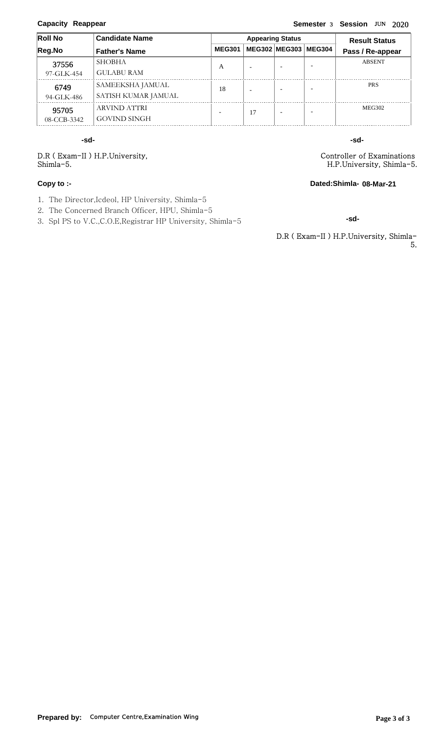**Capacity Reappear** **Semester** 3 **Session** JUN 2020

| Roll No<br>Reg.No | Candidate Name<br>Father's Name | Appearing Status | | | | Result Status<br>Pass / Re-appear |
|---|---|---|---|---|---|---|
| | | MEG301 | MEG302 | MEG303 | MEG304 | |
| 37556<br>97-GLK-454 | SHOBHA<br>GULABU RAM | A | - | - | - | ABSENT |
| 6749<br>94-GLK-486 | SAMEEKSHA JAMUAL<br>SATISH KUMAR JAMUAL | 18 | - | - | - | PRS |
| 95705<br>08-CCB-3342 | ARVIND ATTRI<br>GOVIND SINGH | - | 17 | - | - | MEG302 |

-sd-

D.R ( Exam-II ) H.P.University,
Shimla-5.

-sd-

Controller of Examinations
H.P.University, Shimla-5.

**Copy to :-**

**Dated:Shimla- 08-Mar-21**

1. The Director,Icdeol, HP University, Shimla-5
2. The Concerned Branch Officer, HPU, Shimla-5
3. Spl PS to V.C.,C.O.E,Registrar HP University, Shimla-5

-sd-

D.R ( Exam-II ) H.P.University, Shimla-5.

**Prepared by:** Computer Centre,Examination Wing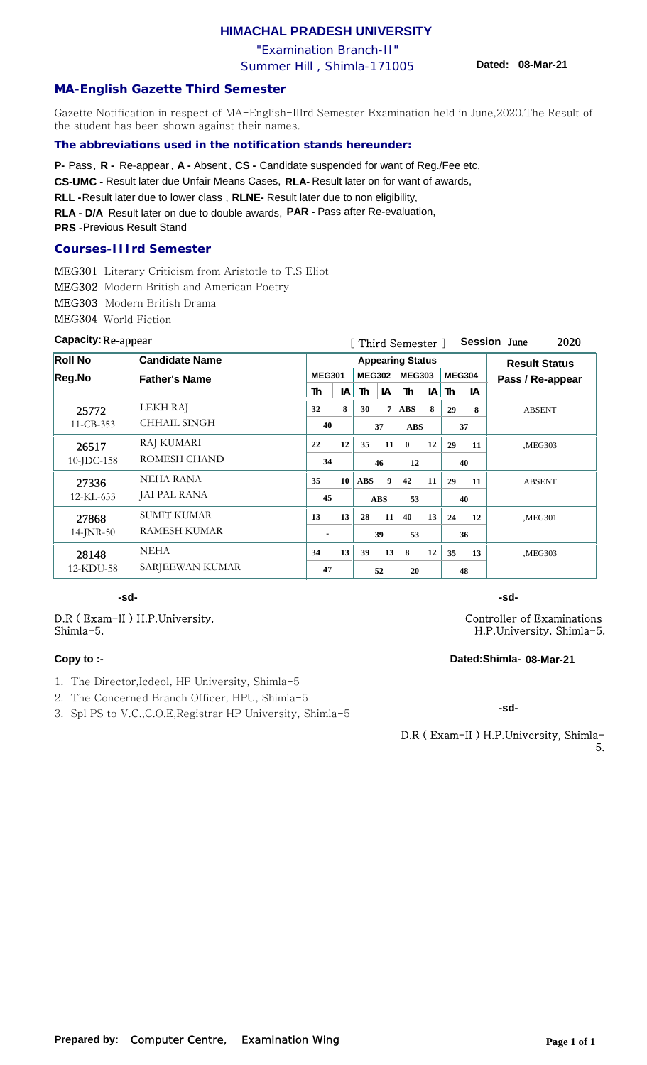# HIMACHAL PRADESH UNIVERSITY

"Examination Branch-II"

Summer Hill , Shimla-171005 **Dated: 08-Mar-21**

## MA-English Gazette Third Semester

Gazette Notification in respect of MA-English-IIIrd Semester Examination held in June,2020.The Result of the student has been shown against their names.

### The abbreviations used in the notification stands hereunder:

**P-** Pass , **R -** Re-appear , **A -** Absent , **CS -** Candidate suspended for want of Reg./Fee etc,
**CS-UMC -** Result later due Unfair Means Cases, **RLA-** Result later on for for want of awards,
**RLL -**Result later due to lower class , **RLNE-** Result later due to non eligibility,
**RLA - D/A** Result later on due to double awards, **PAR -** Pass after Re-evaluation,
**PRS -**Previous Result Stand

### Courses-IIIrd Semester

MEG301 Literary Criticism from Aristotle to T.S Eliot
MEG302 Modern British and American Poetry
MEG303 Modern British Drama
MEG304 World Fiction

**Capacity:** Re-appear [ Third Semester ] **Session** June 2020

| Roll No / Reg.No | Candidate Name / Father's Name | MEG301 Th | MEG301 IA | MEG302 Th | MEG302 IA | MEG303 Th | MEG303 IA | MEG304 Th | MEG304 IA | Result Status Pass / Re-appear |
|---|---|---|---|---|---|---|---|---|---|---|
| 25772 | LEKH RAJ | 32 | 8 | 30 | 7 | ABS | 8 | 29 | 8 | ABSENT |
| 11-CB-353 | CHHAIL SINGH | 40 | | 37 | | ABS | | 37 | | |
| 26517 | RAJ KUMARI | 22 | 12 | 35 | 11 | 0 | 12 | 29 | 11 | ,MEG303 |
| 10-JDC-158 | ROMESH CHAND | 34 | | 46 | | 12 | | 40 | | |
| 27336 | NEHA RANA | 35 | 10 | ABS | 9 | 42 | 11 | 29 | 11 | ABSENT |
| 12-KL-653 | JAI PAL RANA | 45 | | ABS | | 53 | | 40 | | |
| 27868 | SUMIT KUMAR | 13 | 13 | 28 | 11 | 40 | 13 | 24 | 12 | ,MEG301 |
| 14-JNR-50 | RAMESH KUMAR | - | | 39 | | 53 | | 36 | | |
| 28148 | NEHA | 34 | 13 | 39 | 13 | 8 | 12 | 35 | 13 | ,MEG303 |
| 12-KDU-58 | SARJEEWAN KUMAR | 47 | | 52 | | 20 | | 48 | | |

-sd-

D.R ( Exam-II ) H.P.University,
Shimla-5.

-sd-

Controller of Examinations
H.P.University, Shimla-5.

**Copy to :-**

**Dated:Shimla- 08-Mar-21**

1. The Director,Icdeol, HP University, Shimla-5
2. The Concerned Branch Officer, HPU, Shimla-5
3. Spl PS to V.C.,C.O.E,Registrar HP University, Shimla-5

-sd-

D.R ( Exam-II ) H.P.University, Shimla-5.

**Prepared by:** Computer Centre, Examination Wing